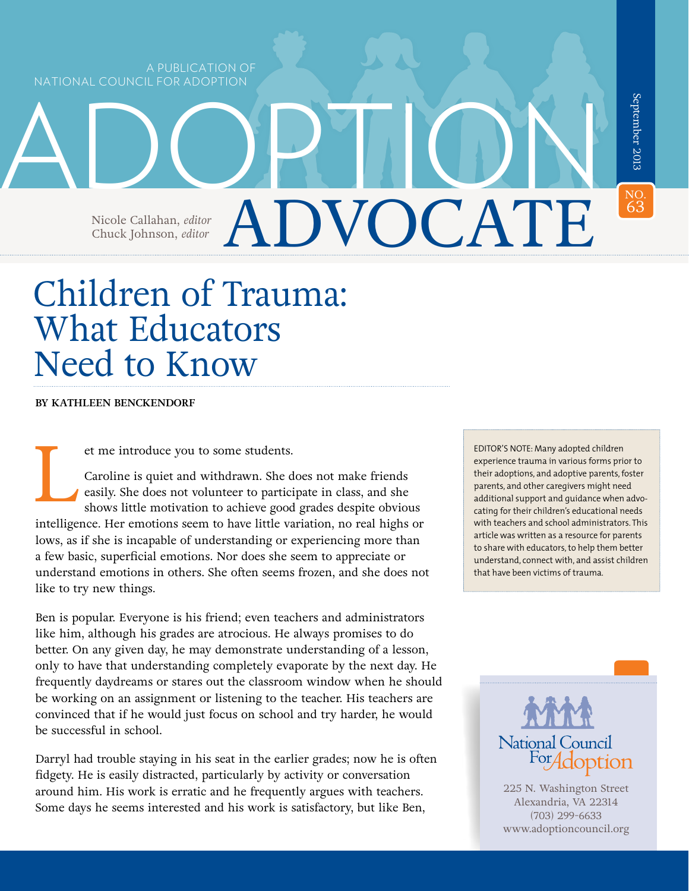A PUBLICATION OF NATIONAL COUNCIL FOR ADOPTION

# ADOPTION ADVOCATE

September 2013 — NO. 63

Nicole Callahan, *editor*
Chuck Johnson, *editor*

## Children of Trauma: What Educators Need to Know

**BY KATHLEEN BENCKENDORF**

Let me introduce you to some students.

Caroline is quiet and withdrawn. She does not make friends easily. She does not volunteer to participate in class, and she shows little motivation to achieve good grades despite obvious intelligence. Her emotions seem to have little variation, no real highs or lows, as if she is incapable of understanding or experiencing more than a few basic, superficial emotions. Nor does she seem to appreciate or understand emotions in others. She often seems frozen, and she does not like to try new things.

Ben is popular. Everyone is his friend; even teachers and administrators like him, although his grades are atrocious. He always promises to do better. On any given day, he may demonstrate understanding of a lesson, only to have that understanding completely evaporate by the next day. He frequently daydreams or stares out the classroom window when he should be working on an assignment or listening to the teacher. His teachers are convinced that if he would just focus on school and try harder, he would be successful in school.

Darryl had trouble staying in his seat in the earlier grades; now he is often fidgety. He is easily distracted, particularly by activity or conversation around him. His work is erratic and he frequently argues with teachers. Some days he seems interested and his work is satisfactory, but like Ben,

EDITOR'S NOTE: Many adopted children experience trauma in various forms prior to their adoptions, and adoptive parents, foster parents, and other caregivers might need additional support and guidance when advocating for their children's educational needs with teachers and school administrators. This article was written as a resource for parents to share with educators, to help them better understand, connect with, and assist children that have been victims of trauma.

National Council For Adoption
225 N. Washington Street
Alexandria, VA 22314
(703) 299-6633
www.adoptioncouncil.org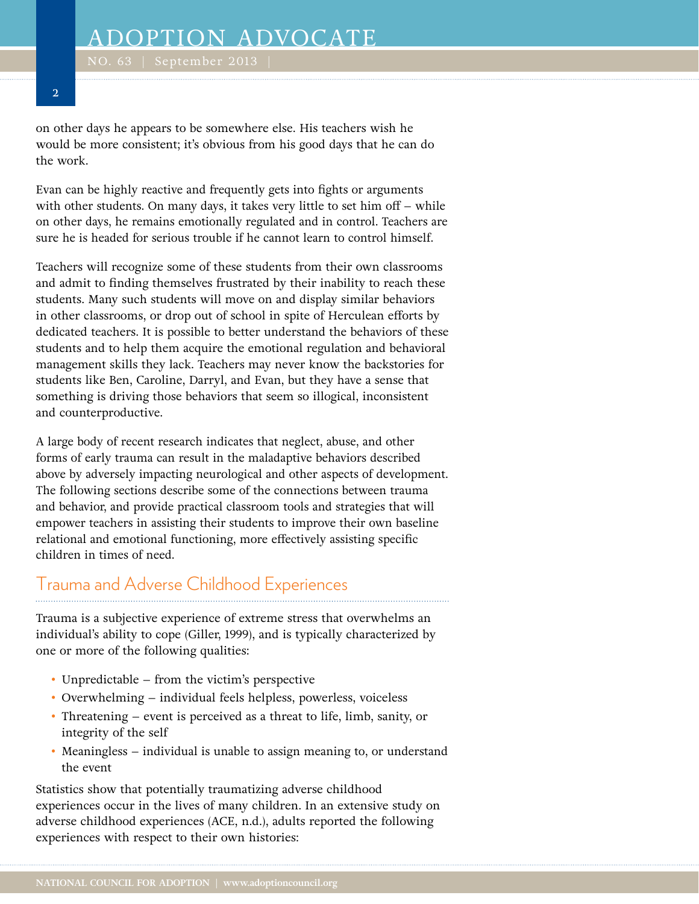on other days he appears to be somewhere else. His teachers wish he would be more consistent; it's obvious from his good days that he can do the work.

Evan can be highly reactive and frequently gets into fights or arguments with other students. On many days, it takes very little to set him off – while on other days, he remains emotionally regulated and in control. Teachers are sure he is headed for serious trouble if he cannot learn to control himself.

Teachers will recognize some of these students from their own classrooms and admit to finding themselves frustrated by their inability to reach these students. Many such students will move on and display similar behaviors in other classrooms, or drop out of school in spite of Herculean efforts by dedicated teachers. It is possible to better understand the behaviors of these students and to help them acquire the emotional regulation and behavioral management skills they lack. Teachers may never know the backstories for students like Ben, Caroline, Darryl, and Evan, but they have a sense that something is driving those behaviors that seem so illogical, inconsistent and counterproductive.

A large body of recent research indicates that neglect, abuse, and other forms of early trauma can result in the maladaptive behaviors described above by adversely impacting neurological and other aspects of development. The following sections describe some of the connections between trauma and behavior, and provide practical classroom tools and strategies that will empower teachers in assisting their students to improve their own baseline relational and emotional functioning, more effectively assisting specific children in times of need.

## Trauma and Adverse Childhood Experiences

Trauma is a subjective experience of extreme stress that overwhelms an individual's ability to cope (Giller, 1999), and is typically characterized by one or more of the following qualities:

- Unpredictable – from the victim's perspective
- Overwhelming – individual feels helpless, powerless, voiceless
- Threatening – event is perceived as a threat to life, limb, sanity, or integrity of the self
- Meaningless – individual is unable to assign meaning to, or understand the event

Statistics show that potentially traumatizing adverse childhood experiences occur in the lives of many children. In an extensive study on adverse childhood experiences (ACE, n.d.), adults reported the following experiences with respect to their own histories: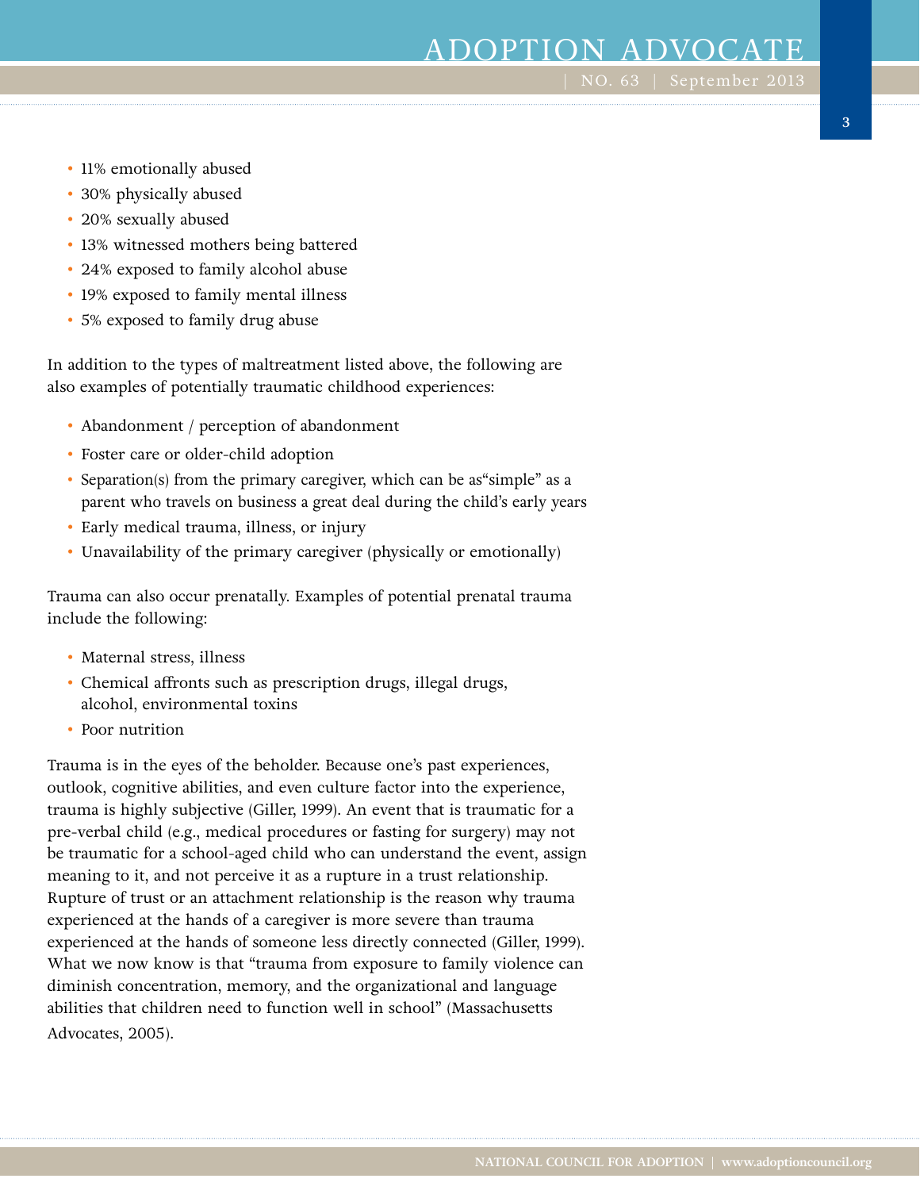- 11% emotionally abused
- 30% physically abused
- 20% sexually abused
- 13% witnessed mothers being battered
- 24% exposed to family alcohol abuse
- 19% exposed to family mental illness
- 5% exposed to family drug abuse

In addition to the types of maltreatment listed above, the following are also examples of potentially traumatic childhood experiences:

- Abandonment / perception of abandonment
- Foster care or older-child adoption
- Separation(s) from the primary caregiver, which can be as"simple" as a parent who travels on business a great deal during the child's early years
- Early medical trauma, illness, or injury
- Unavailability of the primary caregiver (physically or emotionally)

Trauma can also occur prenatally. Examples of potential prenatal trauma include the following:

- Maternal stress, illness
- Chemical affronts such as prescription drugs, illegal drugs, alcohol, environmental toxins
- Poor nutrition

Trauma is in the eyes of the beholder. Because one's past experiences, outlook, cognitive abilities, and even culture factor into the experience, trauma is highly subjective (Giller, 1999). An event that is traumatic for a pre-verbal child (e.g., medical procedures or fasting for surgery) may not be traumatic for a school-aged child who can understand the event, assign meaning to it, and not perceive it as a rupture in a trust relationship. Rupture of trust or an attachment relationship is the reason why trauma experienced at the hands of a caregiver is more severe than trauma experienced at the hands of someone less directly connected (Giller, 1999). What we now know is that "trauma from exposure to family violence can diminish concentration, memory, and the organizational and language abilities that children need to function well in school" (Massachusetts Advocates, 2005).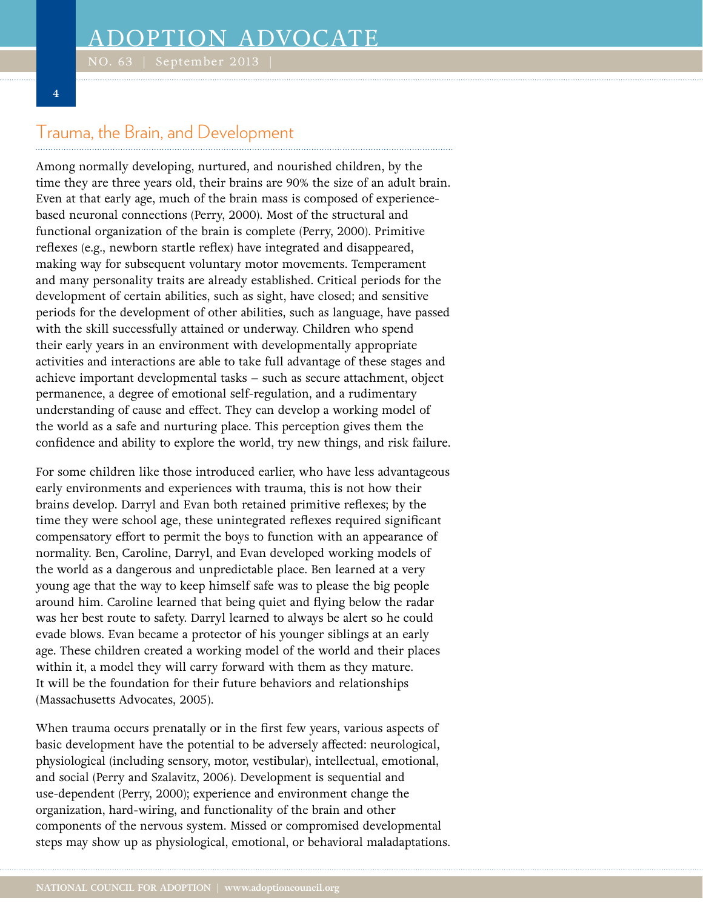## Trauma, the Brain, and Development

Among normally developing, nurtured, and nourished children, by the time they are three years old, their brains are 90% the size of an adult brain. Even at that early age, much of the brain mass is composed of experience-based neuronal connections (Perry, 2000). Most of the structural and functional organization of the brain is complete (Perry, 2000). Primitive reflexes (e.g., newborn startle reflex) have integrated and disappeared, making way for subsequent voluntary motor movements. Temperament and many personality traits are already established. Critical periods for the development of certain abilities, such as sight, have closed; and sensitive periods for the development of other abilities, such as language, have passed with the skill successfully attained or underway. Children who spend their early years in an environment with developmentally appropriate activities and interactions are able to take full advantage of these stages and achieve important developmental tasks – such as secure attachment, object permanence, a degree of emotional self-regulation, and a rudimentary understanding of cause and effect. They can develop a working model of the world as a safe and nurturing place. This perception gives them the confidence and ability to explore the world, try new things, and risk failure.

For some children like those introduced earlier, who have less advantageous early environments and experiences with trauma, this is not how their brains develop. Darryl and Evan both retained primitive reflexes; by the time they were school age, these unintegrated reflexes required significant compensatory effort to permit the boys to function with an appearance of normality. Ben, Caroline, Darryl, and Evan developed working models of the world as a dangerous and unpredictable place. Ben learned at a very young age that the way to keep himself safe was to please the big people around him. Caroline learned that being quiet and flying below the radar was her best route to safety. Darryl learned to always be alert so he could evade blows. Evan became a protector of his younger siblings at an early age. These children created a working model of the world and their places within it, a model they will carry forward with them as they mature. It will be the foundation for their future behaviors and relationships (Massachusetts Advocates, 2005).

When trauma occurs prenatally or in the first few years, various aspects of basic development have the potential to be adversely affected: neurological, physiological (including sensory, motor, vestibular), intellectual, emotional, and social (Perry and Szalavitz, 2006). Development is sequential and use-dependent (Perry, 2000); experience and environment change the organization, hard-wiring, and functionality of the brain and other components of the nervous system. Missed or compromised developmental steps may show up as physiological, emotional, or behavioral maladaptations.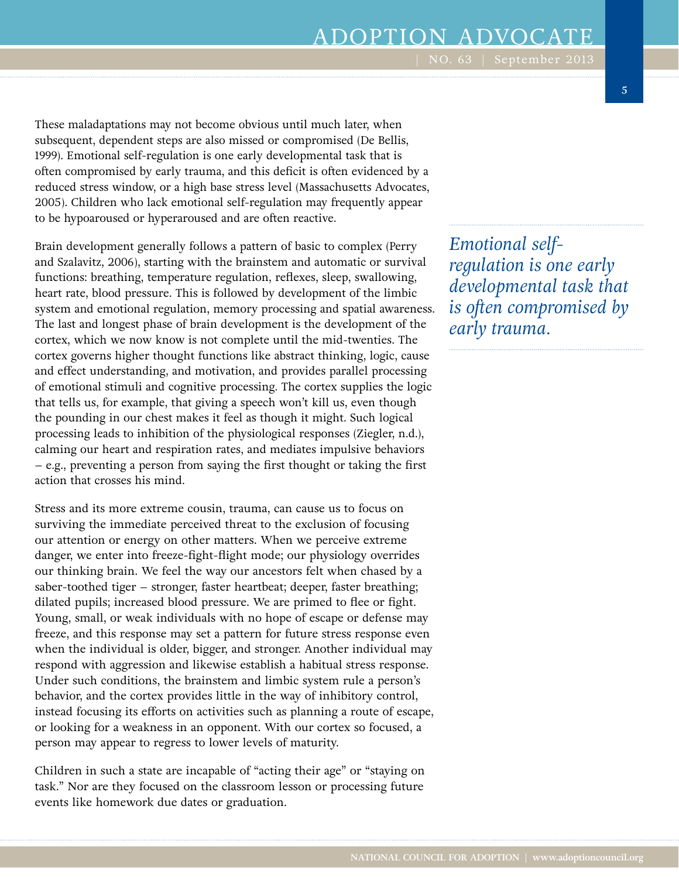These maladaptations may not become obvious until much later, when subsequent, dependent steps are also missed or compromised (De Bellis, 1999). Emotional self-regulation is one early developmental task that is often compromised by early trauma, and this deficit is often evidenced by a reduced stress window, or a high base stress level (Massachusetts Advocates, 2005). Children who lack emotional self-regulation may frequently appear to be hypoaroused or hyperaroused and are often reactive.

> *Emotional self-regulation is one early developmental task that is often compromised by early trauma.*

Brain development generally follows a pattern of basic to complex (Perry and Szalavitz, 2006), starting with the brainstem and automatic or survival functions: breathing, temperature regulation, reflexes, sleep, swallowing, heart rate, blood pressure. This is followed by development of the limbic system and emotional regulation, memory processing and spatial awareness. The last and longest phase of brain development is the development of the cortex, which we now know is not complete until the mid-twenties. The cortex governs higher thought functions like abstract thinking, logic, cause and effect understanding, and motivation, and provides parallel processing of emotional stimuli and cognitive processing. The cortex supplies the logic that tells us, for example, that giving a speech won't kill us, even though the pounding in our chest makes it feel as though it might. Such logical processing leads to inhibition of the physiological responses (Ziegler, n.d.), calming our heart and respiration rates, and mediates impulsive behaviors – e.g., preventing a person from saying the first thought or taking the first action that crosses his mind.

Stress and its more extreme cousin, trauma, can cause us to focus on surviving the immediate perceived threat to the exclusion of focusing our attention or energy on other matters. When we perceive extreme danger, we enter into freeze-fight-flight mode; our physiology overrides our thinking brain. We feel the way our ancestors felt when chased by a saber-toothed tiger – stronger, faster heartbeat; deeper, faster breathing; dilated pupils; increased blood pressure. We are primed to flee or fight. Young, small, or weak individuals with no hope of escape or defense may freeze, and this response may set a pattern for future stress response even when the individual is older, bigger, and stronger. Another individual may respond with aggression and likewise establish a habitual stress response. Under such conditions, the brainstem and limbic system rule a person's behavior, and the cortex provides little in the way of inhibitory control, instead focusing its efforts on activities such as planning a route of escape, or looking for a weakness in an opponent. With our cortex so focused, a person may appear to regress to lower levels of maturity.

Children in such a state are incapable of "acting their age" or "staying on task." Nor are they focused on the classroom lesson or processing future events like homework due dates or graduation.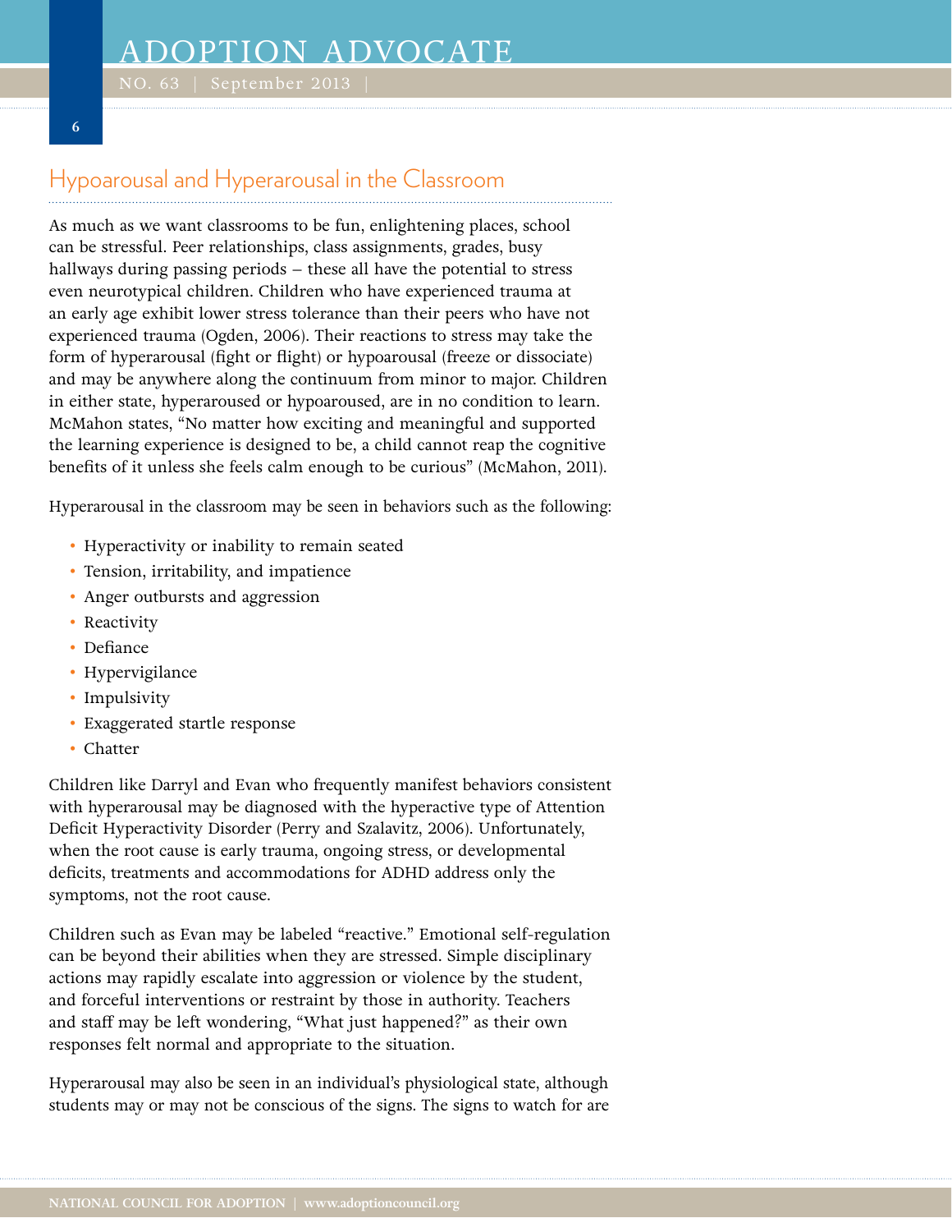## Hypoarousal and Hyperarousal in the Classroom

As much as we want classrooms to be fun, enlightening places, school can be stressful. Peer relationships, class assignments, grades, busy hallways during passing periods – these all have the potential to stress even neurotypical children. Children who have experienced trauma at an early age exhibit lower stress tolerance than their peers who have not experienced trauma (Ogden, 2006). Their reactions to stress may take the form of hyperarousal (fight or flight) or hypoarousal (freeze or dissociate) and may be anywhere along the continuum from minor to major. Children in either state, hyperaroused or hypoaroused, are in no condition to learn. McMahon states, "No matter how exciting and meaningful and supported the learning experience is designed to be, a child cannot reap the cognitive benefits of it unless she feels calm enough to be curious" (McMahon, 2011).

Hyperarousal in the classroom may be seen in behaviors such as the following:

- Hyperactivity or inability to remain seated
- Tension, irritability, and impatience
- Anger outbursts and aggression
- Reactivity
- Defiance
- Hypervigilance
- Impulsivity
- Exaggerated startle response
- Chatter

Children like Darryl and Evan who frequently manifest behaviors consistent with hyperarousal may be diagnosed with the hyperactive type of Attention Deficit Hyperactivity Disorder (Perry and Szalavitz, 2006). Unfortunately, when the root cause is early trauma, ongoing stress, or developmental deficits, treatments and accommodations for ADHD address only the symptoms, not the root cause.

Children such as Evan may be labeled "reactive." Emotional self-regulation can be beyond their abilities when they are stressed. Simple disciplinary actions may rapidly escalate into aggression or violence by the student, and forceful interventions or restraint by those in authority. Teachers and staff may be left wondering, "What just happened?" as their own responses felt normal and appropriate to the situation.

Hyperarousal may also be seen in an individual's physiological state, although students may or may not be conscious of the signs. The signs to watch for are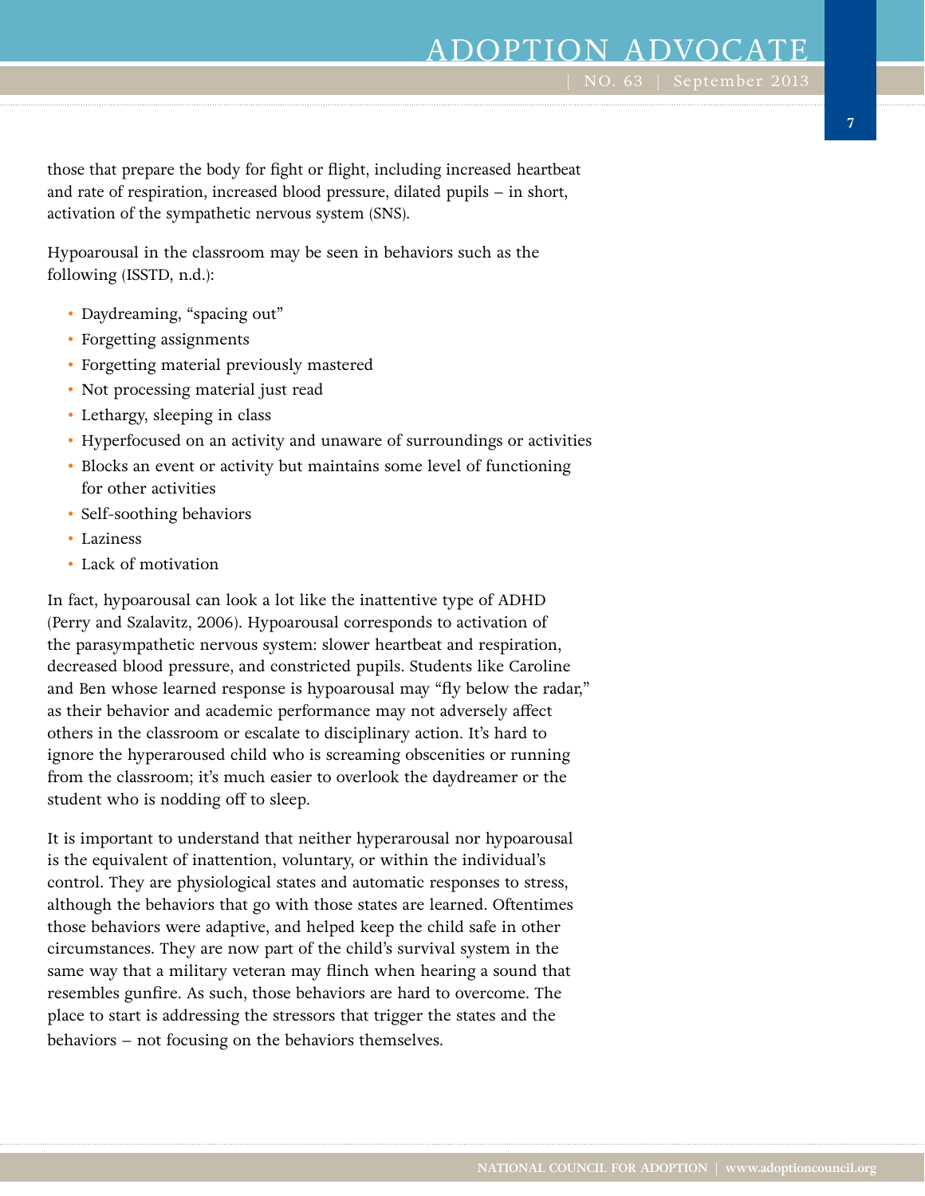those that prepare the body for fight or flight, including increased heartbeat and rate of respiration, increased blood pressure, dilated pupils – in short, activation of the sympathetic nervous system (SNS).

Hypoarousal in the classroom may be seen in behaviors such as the following (ISSTD, n.d.):

- Daydreaming, "spacing out"
- Forgetting assignments
- Forgetting material previously mastered
- Not processing material just read
- Lethargy, sleeping in class
- Hyperfocused on an activity and unaware of surroundings or activities
- Blocks an event or activity but maintains some level of functioning for other activities
- Self-soothing behaviors
- Laziness
- Lack of motivation

In fact, hypoarousal can look a lot like the inattentive type of ADHD (Perry and Szalavitz, 2006). Hypoarousal corresponds to activation of the parasympathetic nervous system: slower heartbeat and respiration, decreased blood pressure, and constricted pupils. Students like Caroline and Ben whose learned response is hypoarousal may "fly below the radar," as their behavior and academic performance may not adversely affect others in the classroom or escalate to disciplinary action. It's hard to ignore the hyperaroused child who is screaming obscenities or running from the classroom; it's much easier to overlook the daydreamer or the student who is nodding off to sleep.

It is important to understand that neither hyperarousal nor hypoarousal is the equivalent of inattention, voluntary, or within the individual's control. They are physiological states and automatic responses to stress, although the behaviors that go with those states are learned. Oftentimes those behaviors were adaptive, and helped keep the child safe in other circumstances. They are now part of the child's survival system in the same way that a military veteran may flinch when hearing a sound that resembles gunfire. As such, those behaviors are hard to overcome. The place to start is addressing the stressors that trigger the states and the behaviors – not focusing on the behaviors themselves.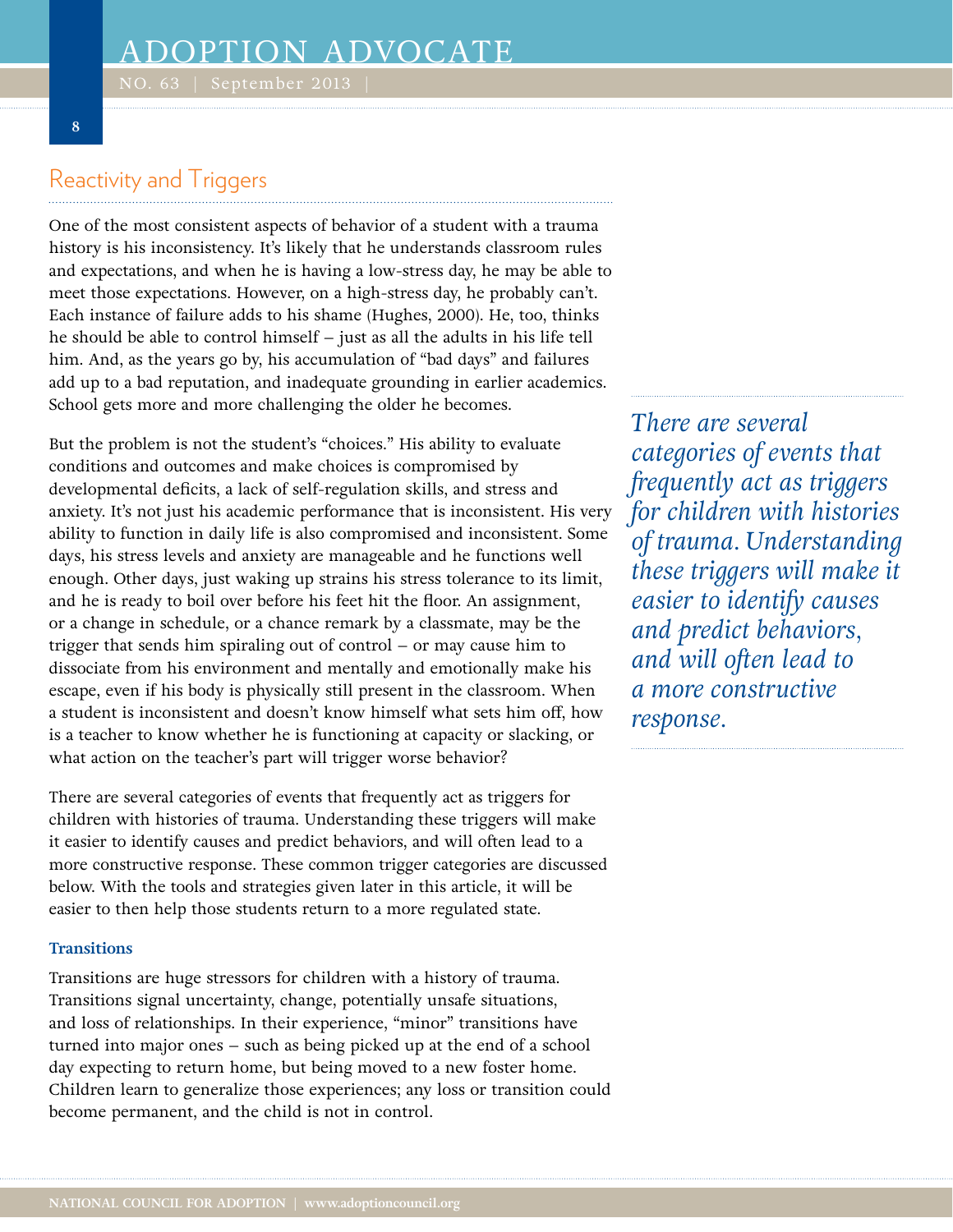## Reactivity and Triggers

One of the most consistent aspects of behavior of a student with a trauma history is his inconsistency. It's likely that he understands classroom rules and expectations, and when he is having a low-stress day, he may be able to meet those expectations. However, on a high-stress day, he probably can't. Each instance of failure adds to his shame (Hughes, 2000). He, too, thinks he should be able to control himself – just as all the adults in his life tell him. And, as the years go by, his accumulation of "bad days" and failures add up to a bad reputation, and inadequate grounding in earlier academics. School gets more and more challenging the older he becomes.

But the problem is not the student's "choices." His ability to evaluate conditions and outcomes and make choices is compromised by developmental deficits, a lack of self-regulation skills, and stress and anxiety. It's not just his academic performance that is inconsistent. His very ability to function in daily life is also compromised and inconsistent. Some days, his stress levels and anxiety are manageable and he functions well enough. Other days, just waking up strains his stress tolerance to its limit, and he is ready to boil over before his feet hit the floor. An assignment, or a change in schedule, or a chance remark by a classmate, may be the trigger that sends him spiraling out of control – or may cause him to dissociate from his environment and mentally and emotionally make his escape, even if his body is physically still present in the classroom. When a student is inconsistent and doesn't know himself what sets him off, how is a teacher to know whether he is functioning at capacity or slacking, or what action on the teacher's part will trigger worse behavior?

*There are several categories of events that frequently act as triggers for children with histories of trauma. Understanding these triggers will make it easier to identify causes and predict behaviors, and will often lead to a more constructive response.*

There are several categories of events that frequently act as triggers for children with histories of trauma. Understanding these triggers will make it easier to identify causes and predict behaviors, and will often lead to a more constructive response. These common trigger categories are discussed below. With the tools and strategies given later in this article, it will be easier to then help those students return to a more regulated state.

### Transitions

Transitions are huge stressors for children with a history of trauma. Transitions signal uncertainty, change, potentially unsafe situations, and loss of relationships. In their experience, "minor" transitions have turned into major ones – such as being picked up at the end of a school day expecting to return home, but being moved to a new foster home. Children learn to generalize those experiences; any loss or transition could become permanent, and the child is not in control.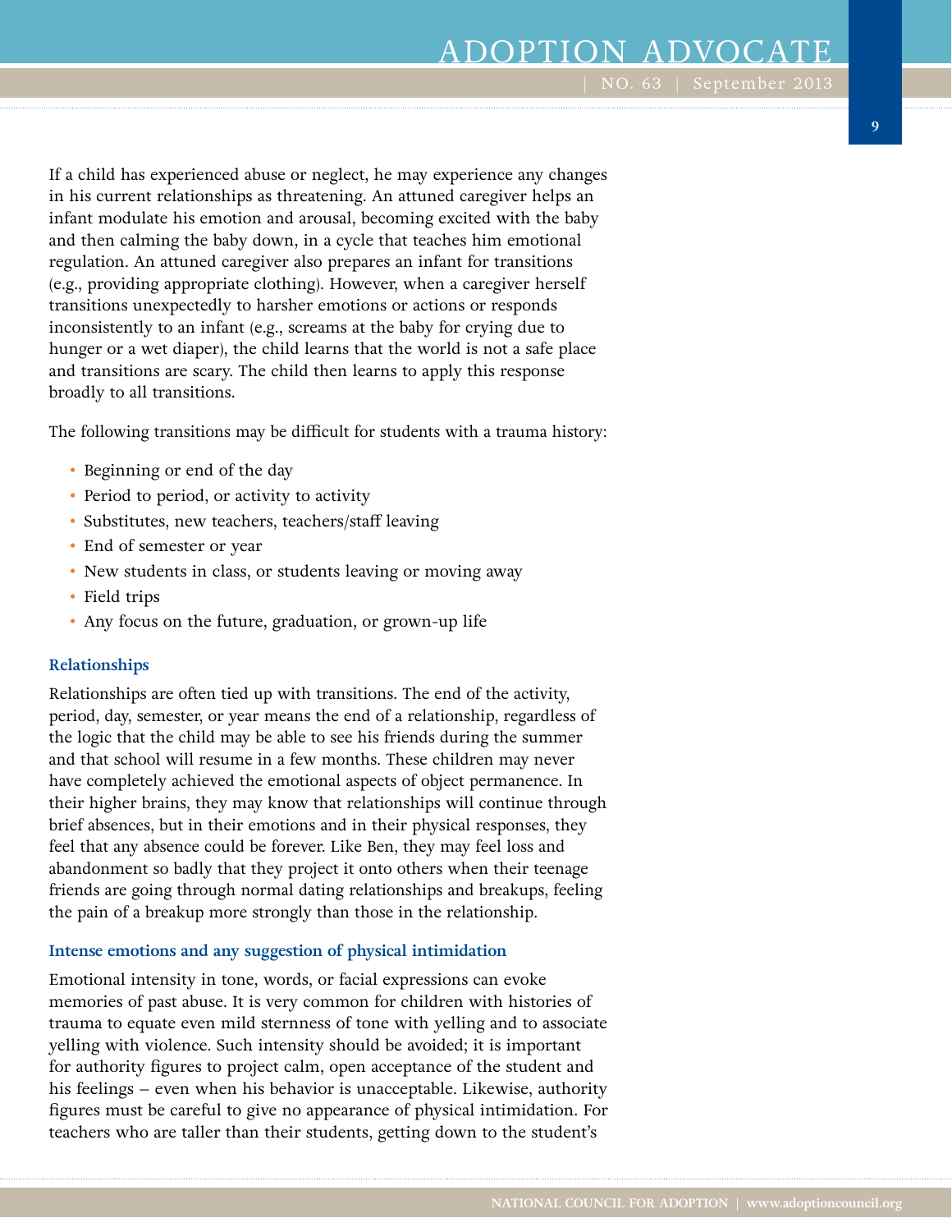If a child has experienced abuse or neglect, he may experience any changes in his current relationships as threatening. An attuned caregiver helps an infant modulate his emotion and arousal, becoming excited with the baby and then calming the baby down, in a cycle that teaches him emotional regulation. An attuned caregiver also prepares an infant for transitions (e.g., providing appropriate clothing). However, when a caregiver herself transitions unexpectedly to harsher emotions or actions or responds inconsistently to an infant (e.g., screams at the baby for crying due to hunger or a wet diaper), the child learns that the world is not a safe place and transitions are scary. The child then learns to apply this response broadly to all transitions.

The following transitions may be difficult for students with a trauma history:

- Beginning or end of the day
- Period to period, or activity to activity
- Substitutes, new teachers, teachers/staff leaving
- End of semester or year
- New students in class, or students leaving or moving away
- Field trips
- Any focus on the future, graduation, or grown-up life

#### Relationships

Relationships are often tied up with transitions. The end of the activity, period, day, semester, or year means the end of a relationship, regardless of the logic that the child may be able to see his friends during the summer and that school will resume in a few months. These children may never have completely achieved the emotional aspects of object permanence. In their higher brains, they may know that relationships will continue through brief absences, but in their emotions and in their physical responses, they feel that any absence could be forever. Like Ben, they may feel loss and abandonment so badly that they project it onto others when their teenage friends are going through normal dating relationships and breakups, feeling the pain of a breakup more strongly than those in the relationship.

#### Intense emotions and any suggestion of physical intimidation

Emotional intensity in tone, words, or facial expressions can evoke memories of past abuse. It is very common for children with histories of trauma to equate even mild sternness of tone with yelling and to associate yelling with violence. Such intensity should be avoided; it is important for authority figures to project calm, open acceptance of the student and his feelings – even when his behavior is unacceptable. Likewise, authority figures must be careful to give no appearance of physical intimidation. For teachers who are taller than their students, getting down to the student's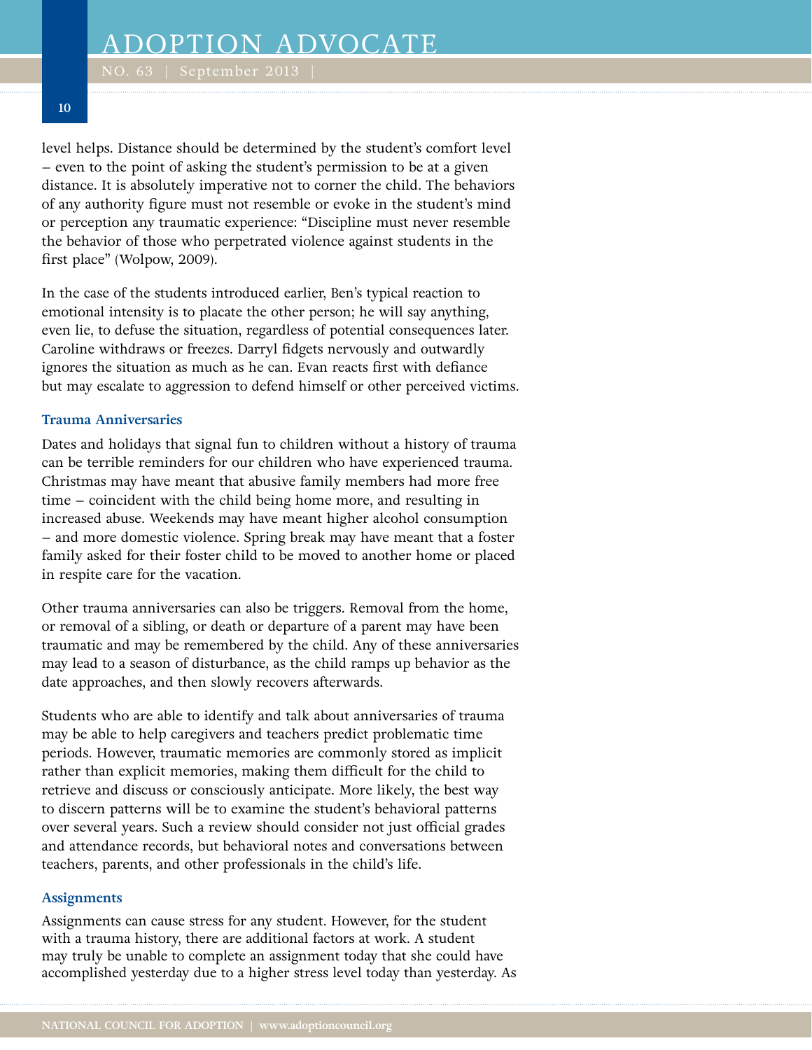level helps. Distance should be determined by the student's comfort level – even to the point of asking the student's permission to be at a given distance. It is absolutely imperative not to corner the child. The behaviors of any authority figure must not resemble or evoke in the student's mind or perception any traumatic experience: "Discipline must never resemble the behavior of those who perpetrated violence against students in the first place" (Wolpow, 2009).

In the case of the students introduced earlier, Ben's typical reaction to emotional intensity is to placate the other person; he will say anything, even lie, to defuse the situation, regardless of potential consequences later. Caroline withdraws or freezes. Darryl fidgets nervously and outwardly ignores the situation as much as he can. Evan reacts first with defiance but may escalate to aggression to defend himself or other perceived victims.

### Trauma Anniversaries

Dates and holidays that signal fun to children without a history of trauma can be terrible reminders for our children who have experienced trauma. Christmas may have meant that abusive family members had more free time – coincident with the child being home more, and resulting in increased abuse. Weekends may have meant higher alcohol consumption – and more domestic violence. Spring break may have meant that a foster family asked for their foster child to be moved to another home or placed in respite care for the vacation.

Other trauma anniversaries can also be triggers. Removal from the home, or removal of a sibling, or death or departure of a parent may have been traumatic and may be remembered by the child. Any of these anniversaries may lead to a season of disturbance, as the child ramps up behavior as the date approaches, and then slowly recovers afterwards.

Students who are able to identify and talk about anniversaries of trauma may be able to help caregivers and teachers predict problematic time periods. However, traumatic memories are commonly stored as implicit rather than explicit memories, making them difficult for the child to retrieve and discuss or consciously anticipate. More likely, the best way to discern patterns will be to examine the student's behavioral patterns over several years. Such a review should consider not just official grades and attendance records, but behavioral notes and conversations between teachers, parents, and other professionals in the child's life.

### Assignments

Assignments can cause stress for any student. However, for the student with a trauma history, there are additional factors at work. A student may truly be unable to complete an assignment today that she could have accomplished yesterday due to a higher stress level today than yesterday. As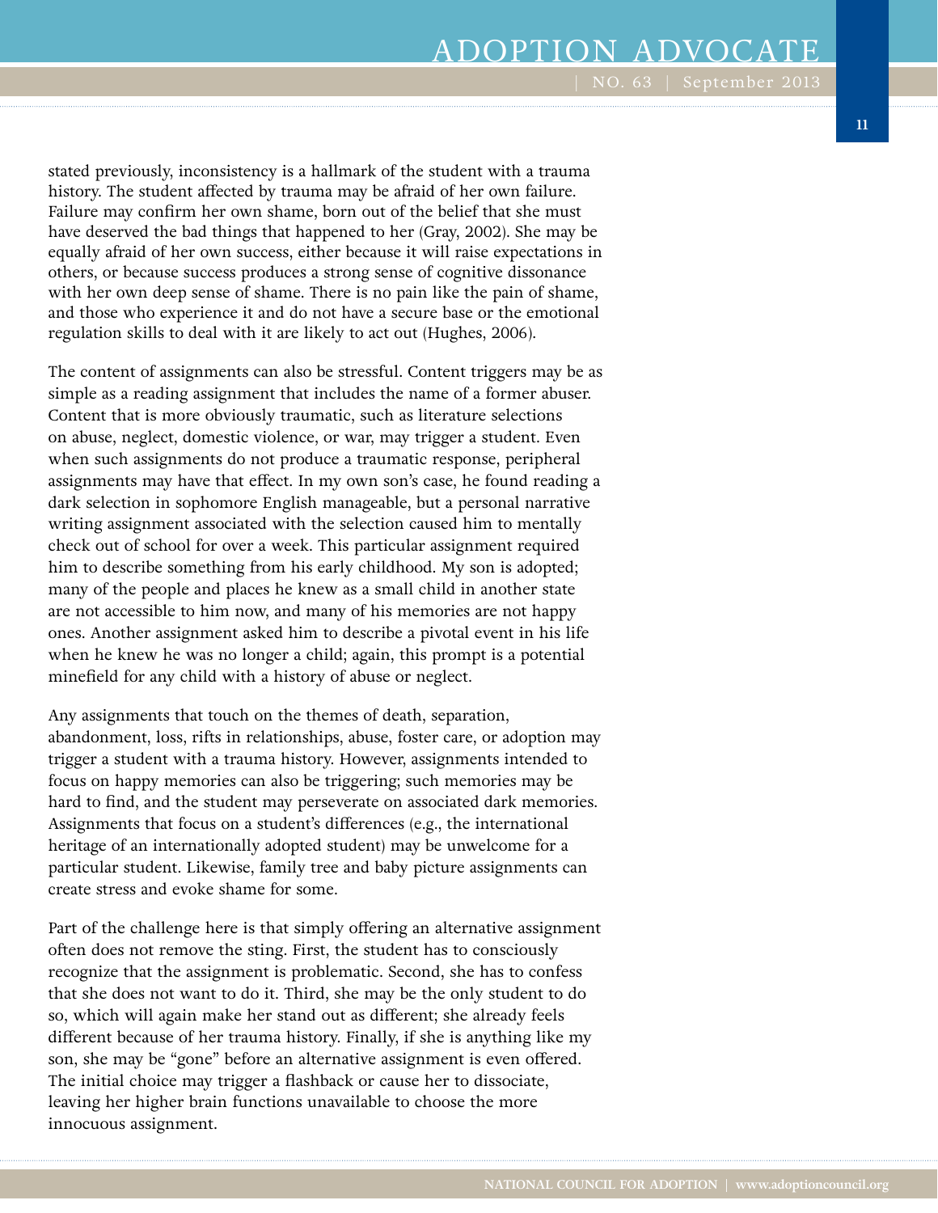stated previously, inconsistency is a hallmark of the student with a trauma history. The student affected by trauma may be afraid of her own failure. Failure may confirm her own shame, born out of the belief that she must have deserved the bad things that happened to her (Gray, 2002). She may be equally afraid of her own success, either because it will raise expectations in others, or because success produces a strong sense of cognitive dissonance with her own deep sense of shame. There is no pain like the pain of shame, and those who experience it and do not have a secure base or the emotional regulation skills to deal with it are likely to act out (Hughes, 2006).

The content of assignments can also be stressful. Content triggers may be as simple as a reading assignment that includes the name of a former abuser. Content that is more obviously traumatic, such as literature selections on abuse, neglect, domestic violence, or war, may trigger a student. Even when such assignments do not produce a traumatic response, peripheral assignments may have that effect. In my own son's case, he found reading a dark selection in sophomore English manageable, but a personal narrative writing assignment associated with the selection caused him to mentally check out of school for over a week. This particular assignment required him to describe something from his early childhood. My son is adopted; many of the people and places he knew as a small child in another state are not accessible to him now, and many of his memories are not happy ones. Another assignment asked him to describe a pivotal event in his life when he knew he was no longer a child; again, this prompt is a potential minefield for any child with a history of abuse or neglect.

Any assignments that touch on the themes of death, separation, abandonment, loss, rifts in relationships, abuse, foster care, or adoption may trigger a student with a trauma history. However, assignments intended to focus on happy memories can also be triggering; such memories may be hard to find, and the student may perseverate on associated dark memories. Assignments that focus on a student's differences (e.g., the international heritage of an internationally adopted student) may be unwelcome for a particular student. Likewise, family tree and baby picture assignments can create stress and evoke shame for some.

Part of the challenge here is that simply offering an alternative assignment often does not remove the sting. First, the student has to consciously recognize that the assignment is problematic. Second, she has to confess that she does not want to do it. Third, she may be the only student to do so, which will again make her stand out as different; she already feels different because of her trauma history. Finally, if she is anything like my son, she may be "gone" before an alternative assignment is even offered. The initial choice may trigger a flashback or cause her to dissociate, leaving her higher brain functions unavailable to choose the more innocuous assignment.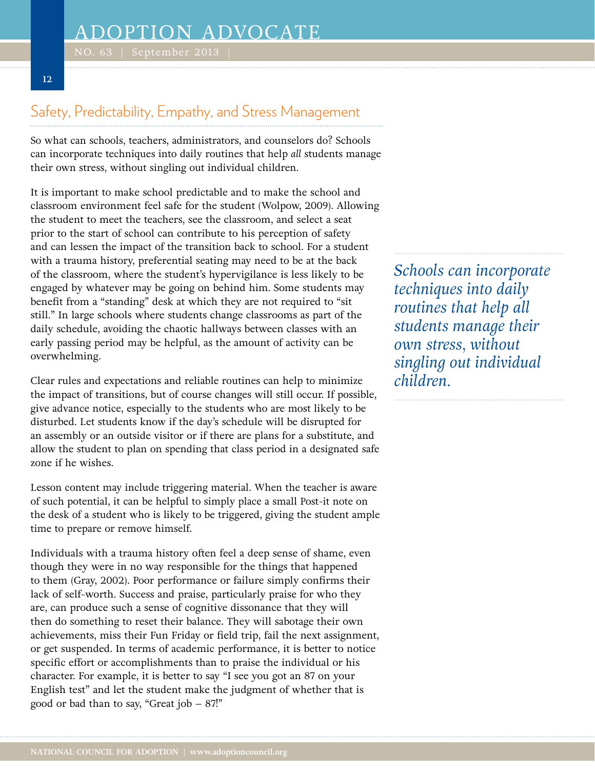## Safety, Predictability, Empathy, and Stress Management

So what can schools, teachers, administrators, and counselors do? Schools can incorporate techniques into daily routines that help *all* students manage their own stress, without singling out individual children.

It is important to make school predictable and to make the school and classroom environment feel safe for the student (Wolpow, 2009). Allowing the student to meet the teachers, see the classroom, and select a seat prior to the start of school can contribute to his perception of safety and can lessen the impact of the transition back to school. For a student with a trauma history, preferential seating may need to be at the back of the classroom, where the student's hypervigilance is less likely to be engaged by whatever may be going on behind him. Some students may benefit from a "standing" desk at which they are not required to "sit still." In large schools where students change classrooms as part of the daily schedule, avoiding the chaotic hallways between classes with an early passing period may be helpful, as the amount of activity can be overwhelming.

> *Schools can incorporate techniques into daily routines that help all students manage their own stress, without singling out individual children.*

Clear rules and expectations and reliable routines can help to minimize the impact of transitions, but of course changes will still occur. If possible, give advance notice, especially to the students who are most likely to be disturbed. Let students know if the day's schedule will be disrupted for an assembly or an outside visitor or if there are plans for a substitute, and allow the student to plan on spending that class period in a designated safe zone if he wishes.

Lesson content may include triggering material. When the teacher is aware of such potential, it can be helpful to simply place a small Post-it note on the desk of a student who is likely to be triggered, giving the student ample time to prepare or remove himself.

Individuals with a trauma history often feel a deep sense of shame, even though they were in no way responsible for the things that happened to them (Gray, 2002). Poor performance or failure simply confirms their lack of self-worth. Success and praise, particularly praise for who they are, can produce such a sense of cognitive dissonance that they will then do something to reset their balance. They will sabotage their own achievements, miss their Fun Friday or field trip, fail the next assignment, or get suspended. In terms of academic performance, it is better to notice specific effort or accomplishments than to praise the individual or his character. For example, it is better to say "I see you got an 87 on your English test" and let the student make the judgment of whether that is good or bad than to say, "Great job – 87!"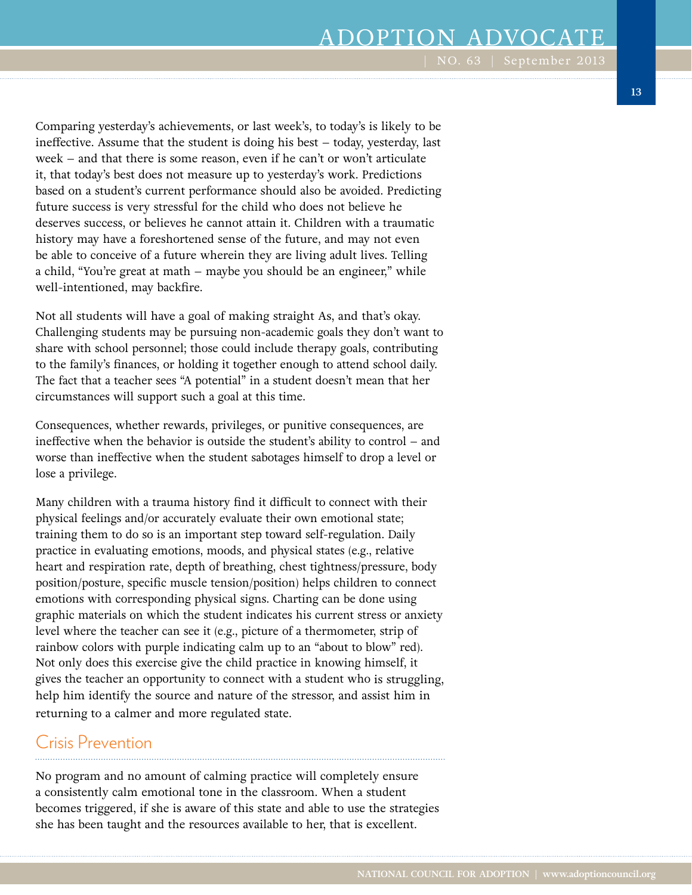Comparing yesterday's achievements, or last week's, to today's is likely to be ineffective. Assume that the student is doing his best – today, yesterday, last week – and that there is some reason, even if he can't or won't articulate it, that today's best does not measure up to yesterday's work. Predictions based on a student's current performance should also be avoided. Predicting future success is very stressful for the child who does not believe he deserves success, or believes he cannot attain it. Children with a traumatic history may have a foreshortened sense of the future, and may not even be able to conceive of a future wherein they are living adult lives. Telling a child, "You're great at math – maybe you should be an engineer," while well-intentioned, may backfire.

Not all students will have a goal of making straight As, and that's okay. Challenging students may be pursuing non-academic goals they don't want to share with school personnel; those could include therapy goals, contributing to the family's finances, or holding it together enough to attend school daily. The fact that a teacher sees "A potential" in a student doesn't mean that her circumstances will support such a goal at this time.

Consequences, whether rewards, privileges, or punitive consequences, are ineffective when the behavior is outside the student's ability to control – and worse than ineffective when the student sabotages himself to drop a level or lose a privilege.

Many children with a trauma history find it difficult to connect with their physical feelings and/or accurately evaluate their own emotional state; training them to do so is an important step toward self-regulation. Daily practice in evaluating emotions, moods, and physical states (e.g., relative heart and respiration rate, depth of breathing, chest tightness/pressure, body position/posture, specific muscle tension/position) helps children to connect emotions with corresponding physical signs. Charting can be done using graphic materials on which the student indicates his current stress or anxiety level where the teacher can see it (e.g., picture of a thermometer, strip of rainbow colors with purple indicating calm up to an "about to blow" red). Not only does this exercise give the child practice in knowing himself, it gives the teacher an opportunity to connect with a student who is struggling, help him identify the source and nature of the stressor, and assist him in returning to a calmer and more regulated state.

## Crisis Prevention

No program and no amount of calming practice will completely ensure a consistently calm emotional tone in the classroom. When a student becomes triggered, if she is aware of this state and able to use the strategies she has been taught and the resources available to her, that is excellent.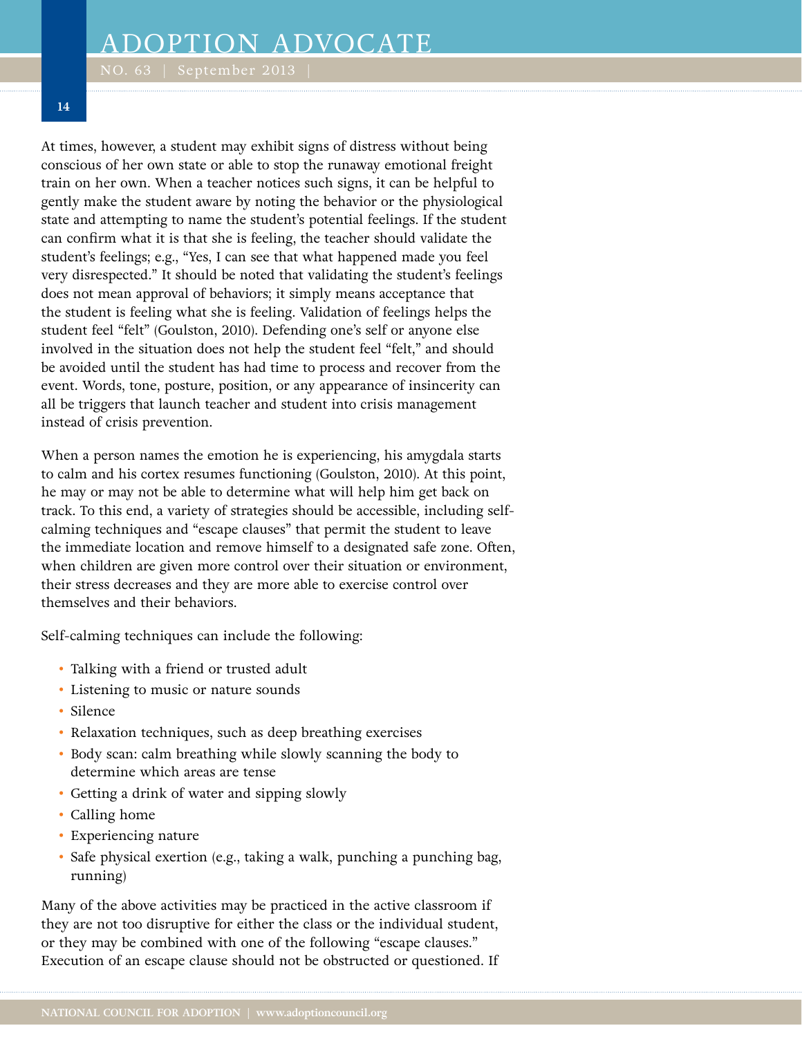At times, however, a student may exhibit signs of distress without being conscious of her own state or able to stop the runaway emotional freight train on her own. When a teacher notices such signs, it can be helpful to gently make the student aware by noting the behavior or the physiological state and attempting to name the student's potential feelings. If the student can confirm what it is that she is feeling, the teacher should validate the student's feelings; e.g., "Yes, I can see that what happened made you feel very disrespected." It should be noted that validating the student's feelings does not mean approval of behaviors; it simply means acceptance that the student is feeling what she is feeling. Validation of feelings helps the student feel "felt" (Goulston, 2010). Defending one's self or anyone else involved in the situation does not help the student feel "felt," and should be avoided until the student has had time to process and recover from the event. Words, tone, posture, position, or any appearance of insincerity can all be triggers that launch teacher and student into crisis management instead of crisis prevention.

When a person names the emotion he is experiencing, his amygdala starts to calm and his cortex resumes functioning (Goulston, 2010). At this point, he may or may not be able to determine what will help him get back on track. To this end, a variety of strategies should be accessible, including self-calming techniques and "escape clauses" that permit the student to leave the immediate location and remove himself to a designated safe zone. Often, when children are given more control over their situation or environment, their stress decreases and they are more able to exercise control over themselves and their behaviors.

Self-calming techniques can include the following:

- Talking with a friend or trusted adult
- Listening to music or nature sounds
- Silence
- Relaxation techniques, such as deep breathing exercises
- Body scan: calm breathing while slowly scanning the body to determine which areas are tense
- Getting a drink of water and sipping slowly
- Calling home
- Experiencing nature
- Safe physical exertion (e.g., taking a walk, punching a punching bag, running)

Many of the above activities may be practiced in the active classroom if they are not too disruptive for either the class or the individual student, or they may be combined with one of the following "escape clauses." Execution of an escape clause should not be obstructed or questioned. If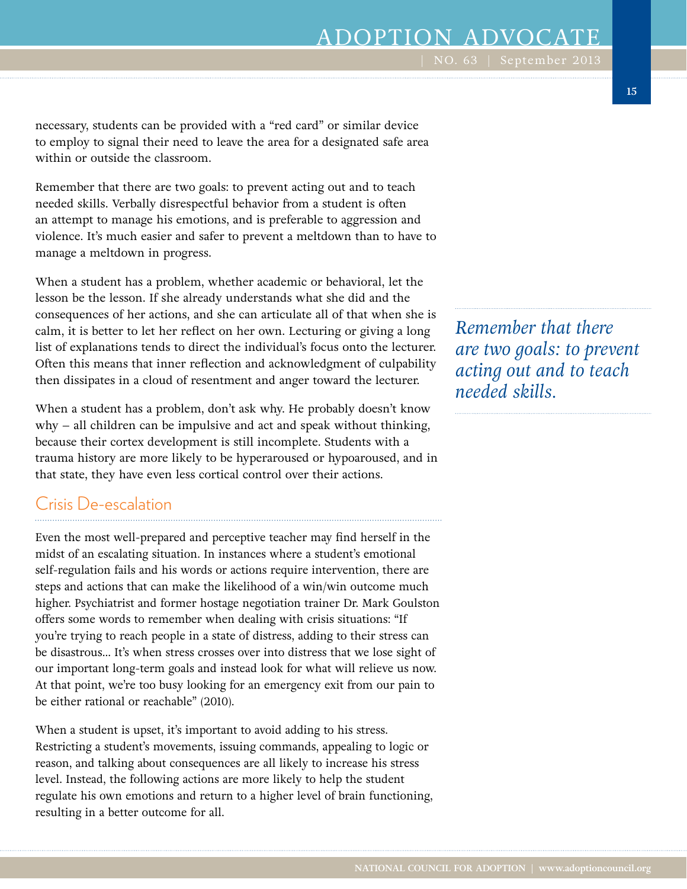necessary, students can be provided with a "red card" or similar device to employ to signal their need to leave the area for a designated safe area within or outside the classroom.

Remember that there are two goals: to prevent acting out and to teach needed skills. Verbally disrespectful behavior from a student is often an attempt to manage his emotions, and is preferable to aggression and violence. It's much easier and safer to prevent a meltdown than to have to manage a meltdown in progress.

When a student has a problem, whether academic or behavioral, let the lesson be the lesson. If she already understands what she did and the consequences of her actions, and she can articulate all of that when she is calm, it is better to let her reflect on her own. Lecturing or giving a long list of explanations tends to direct the individual's focus onto the lecturer. Often this means that inner reflection and acknowledgment of culpability then dissipates in a cloud of resentment and anger toward the lecturer.

*Remember that there are two goals: to prevent acting out and to teach needed skills.*

When a student has a problem, don't ask why. He probably doesn't know why – all children can be impulsive and act and speak without thinking, because their cortex development is still incomplete. Students with a trauma history are more likely to be hyperaroused or hypoaroused, and in that state, they have even less cortical control over their actions.

## Crisis De-escalation

Even the most well-prepared and perceptive teacher may find herself in the midst of an escalating situation. In instances where a student's emotional self-regulation fails and his words or actions require intervention, there are steps and actions that can make the likelihood of a win/win outcome much higher. Psychiatrist and former hostage negotiation trainer Dr. Mark Goulston offers some words to remember when dealing with crisis situations: "If you're trying to reach people in a state of distress, adding to their stress can be disastrous… It's when stress crosses over into distress that we lose sight of our important long-term goals and instead look for what will relieve us now. At that point, we're too busy looking for an emergency exit from our pain to be either rational or reachable" (2010).

When a student is upset, it's important to avoid adding to his stress. Restricting a student's movements, issuing commands, appealing to logic or reason, and talking about consequences are all likely to increase his stress level. Instead, the following actions are more likely to help the student regulate his own emotions and return to a higher level of brain functioning, resulting in a better outcome for all.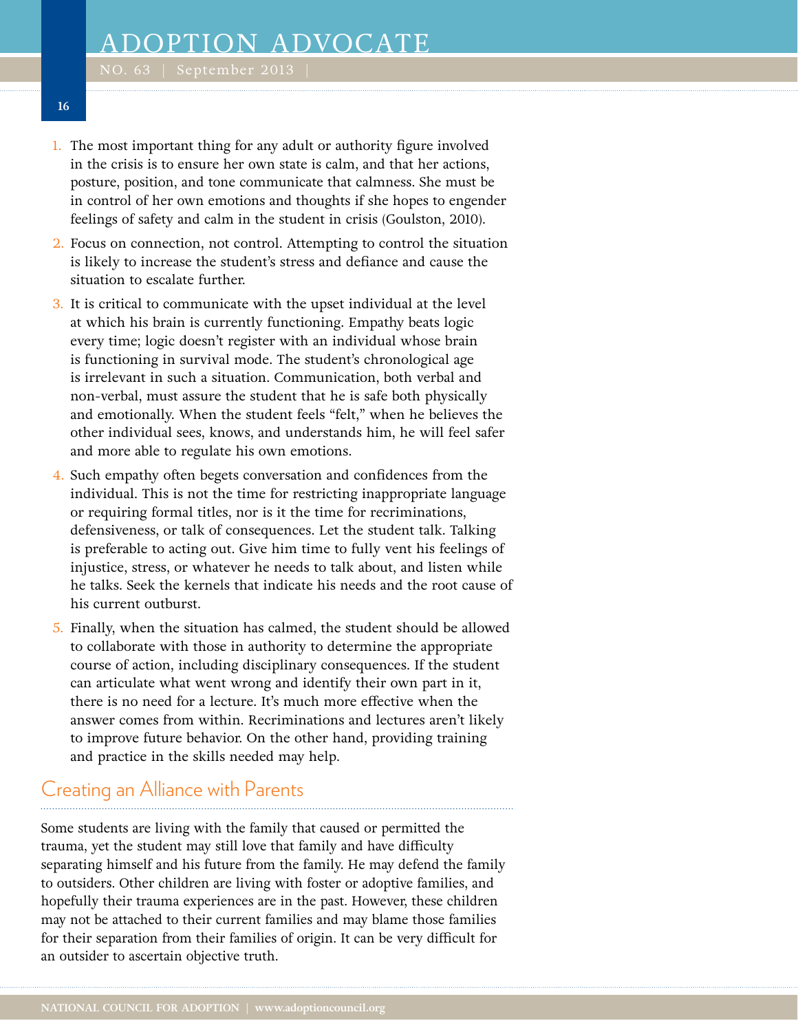1. The most important thing for any adult or authority figure involved in the crisis is to ensure her own state is calm, and that her actions, posture, position, and tone communicate that calmness. She must be in control of her own emotions and thoughts if she hopes to engender feelings of safety and calm in the student in crisis (Goulston, 2010).
2. Focus on connection, not control. Attempting to control the situation is likely to increase the student's stress and defiance and cause the situation to escalate further.
3. It is critical to communicate with the upset individual at the level at which his brain is currently functioning. Empathy beats logic every time; logic doesn't register with an individual whose brain is functioning in survival mode. The student's chronological age is irrelevant in such a situation. Communication, both verbal and non-verbal, must assure the student that he is safe both physically and emotionally. When the student feels "felt," when he believes the other individual sees, knows, and understands him, he will feel safer and more able to regulate his own emotions.
4. Such empathy often begets conversation and confidences from the individual. This is not the time for restricting inappropriate language or requiring formal titles, nor is it the time for recriminations, defensiveness, or talk of consequences. Let the student talk. Talking is preferable to acting out. Give him time to fully vent his feelings of injustice, stress, or whatever he needs to talk about, and listen while he talks. Seek the kernels that indicate his needs and the root cause of his current outburst.
5. Finally, when the situation has calmed, the student should be allowed to collaborate with those in authority to determine the appropriate course of action, including disciplinary consequences. If the student can articulate what went wrong and identify their own part in it, there is no need for a lecture. It's much more effective when the answer comes from within. Recriminations and lectures aren't likely to improve future behavior. On the other hand, providing training and practice in the skills needed may help.

## Creating an Alliance with Parents

Some students are living with the family that caused or permitted the trauma, yet the student may still love that family and have difficulty separating himself and his future from the family. He may defend the family to outsiders. Other children are living with foster or adoptive families, and hopefully their trauma experiences are in the past. However, these children may not be attached to their current families and may blame those families for their separation from their families of origin. It can be very difficult for an outsider to ascertain objective truth.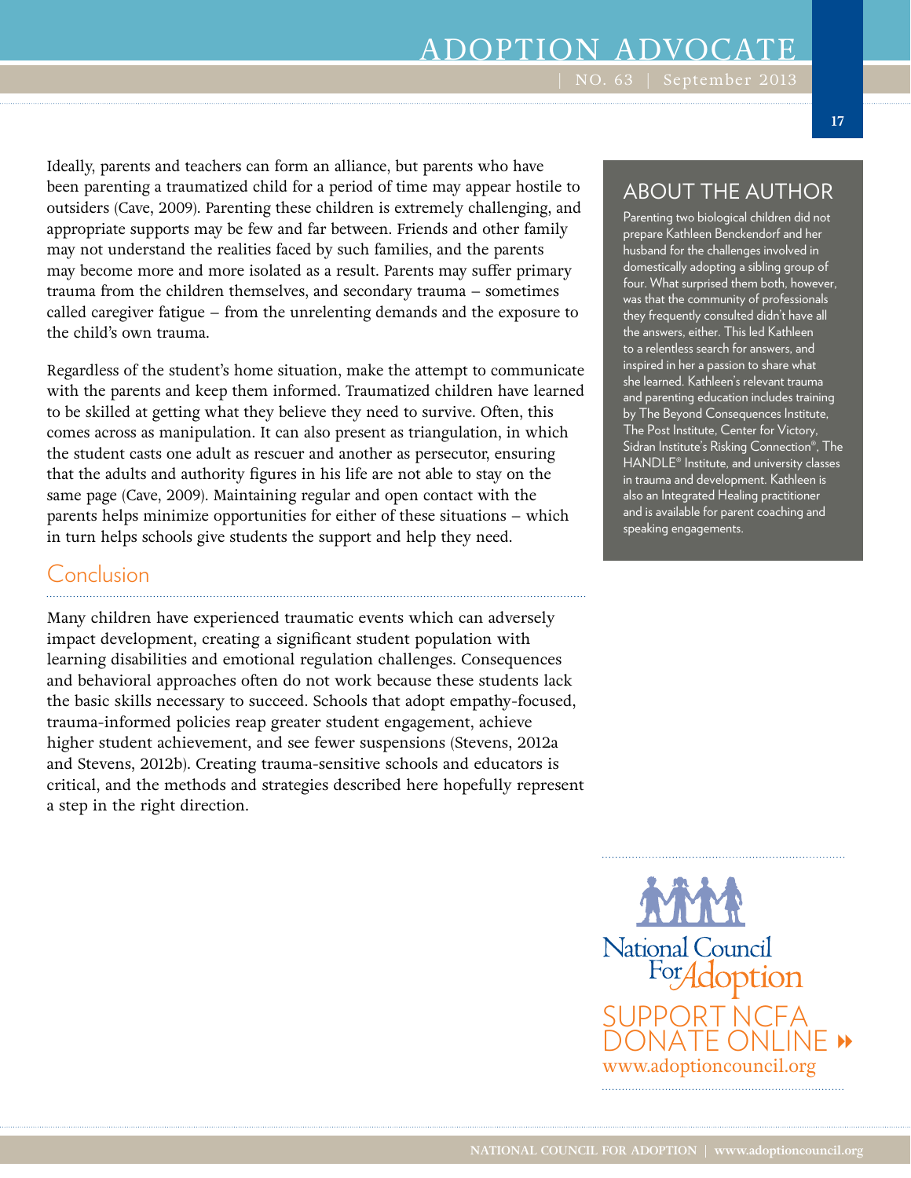Ideally, parents and teachers can form an alliance, but parents who have been parenting a traumatized child for a period of time may appear hostile to outsiders (Cave, 2009). Parenting these children is extremely challenging, and appropriate supports may be few and far between. Friends and other family may not understand the realities faced by such families, and the parents may become more and more isolated as a result. Parents may suffer primary trauma from the children themselves, and secondary trauma – sometimes called caregiver fatigue – from the unrelenting demands and the exposure to the child's own trauma.

Regardless of the student's home situation, make the attempt to communicate with the parents and keep them informed. Traumatized children have learned to be skilled at getting what they believe they need to survive. Often, this comes across as manipulation. It can also present as triangulation, in which the student casts one adult as rescuer and another as persecutor, ensuring that the adults and authority figures in his life are not able to stay on the same page (Cave, 2009). Maintaining regular and open contact with the parents helps minimize opportunities for either of these situations – which in turn helps schools give students the support and help they need.

## Conclusion

Many children have experienced traumatic events which can adversely impact development, creating a significant student population with learning disabilities and emotional regulation challenges. Consequences and behavioral approaches often do not work because these students lack the basic skills necessary to succeed. Schools that adopt empathy-focused, trauma-informed policies reap greater student engagement, achieve higher student achievement, and see fewer suspensions (Stevens, 2012a and Stevens, 2012b). Creating trauma-sensitive schools and educators is critical, and the methods and strategies described here hopefully represent a step in the right direction.

## ABOUT THE AUTHOR

Parenting two biological children did not prepare Kathleen Benckendorf and her husband for the challenges involved in domestically adopting a sibling group of four. What surprised them both, however, was that the community of professionals they frequently consulted didn't have all the answers, either. This led Kathleen to a relentless search for answers, and inspired in her a passion to share what she learned. Kathleen's relevant trauma and parenting education includes training by The Beyond Consequences Institute, The Post Institute, Center for Victory, Sidran Institute's Risking Connection®, The HANDLE® Institute, and university classes in trauma and development. Kathleen is also an Integrated Healing practitioner and is available for parent coaching and speaking engagements.

National Council For Adoption

SUPPORT NCFA
DONATE ONLINE ››
www.adoptioncouncil.org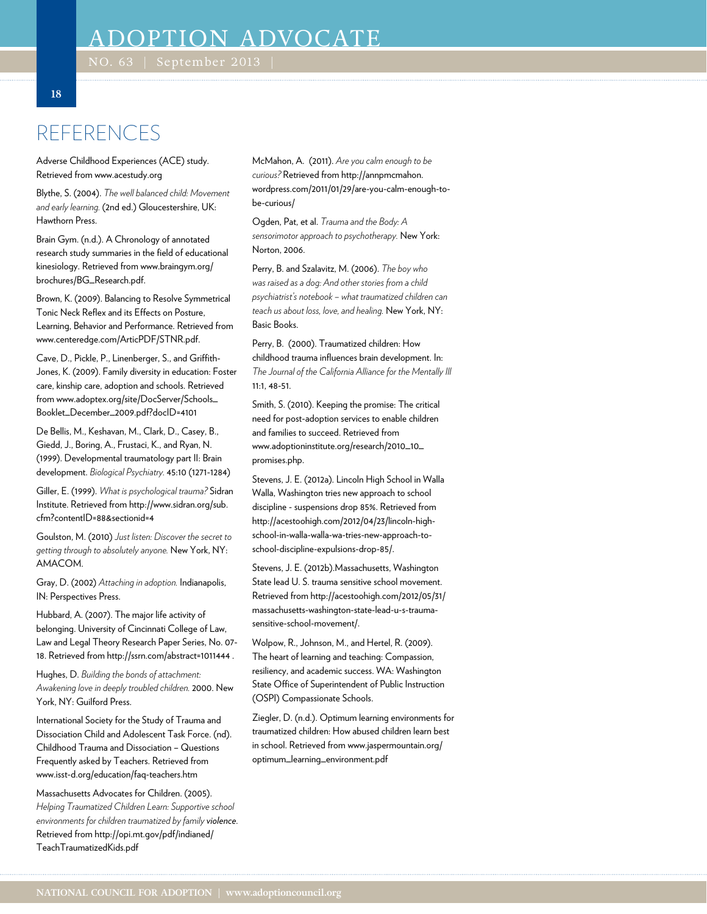# REFERENCES

Adverse Childhood Experiences (ACE) study. Retrieved from www.acestudy.org

Blythe, S. (2004). *The well balanced child: Movement and early learning.* (2nd ed.) Gloucestershire, UK: Hawthorn Press.

Brain Gym. (n.d.). A Chronology of annotated research study summaries in the field of educational kinesiology. Retrieved from www.braingym.org/brochures/BG_Research.pdf.

Brown, K. (2009). Balancing to Resolve Symmetrical Tonic Neck Reflex and its Effects on Posture, Learning, Behavior and Performance. Retrieved from www.centeredge.com/ArticPDF/STNR.pdf.

Cave, D., Pickle, P., Linenberger, S., and Griffith-Jones, K. (2009). Family diversity in education: Foster care, kinship care, adoption and schools. Retrieved from www.adoptex.org/site/DocServer/Schools_Booklet_December_2009.pdf?docID=4101

De Bellis, M., Keshavan, M., Clark, D., Casey, B., Giedd, J., Boring, A., Frustaci, K., and Ryan, N. (1999). Developmental traumatology part II: Brain development. *Biological Psychiatry.* 45:10 (1271-1284)

Giller, E. (1999). *What is psychological trauma?* Sidran Institute. Retrieved from http://www.sidran.org/sub.cfm?contentID=88&sectionid=4

Goulston, M. (2010) *Just listen: Discover the secret to getting through to absolutely anyone.* New York, NY: AMACOM.

Gray, D. (2002) *Attaching in adoption.* Indianapolis, IN: Perspectives Press.

Hubbard, A. (2007). The major life activity of belonging. University of Cincinnati College of Law, Law and Legal Theory Research Paper Series, No. 07-18. Retrieved from http://ssrn.com/abstract=1011444 .

Hughes, D. *Building the bonds of attachment: Awakening love in deeply troubled children.* 2000. New York, NY: Guilford Press.

International Society for the Study of Trauma and Dissociation Child and Adolescent Task Force. (nd). Childhood Trauma and Dissociation – Questions Frequently asked by Teachers. Retrieved from www.isst-d.org/education/faq-teachers.htm

Massachusetts Advocates for Children. (2005). *Helping Traumatized Children Learn: Supportive school environments for children traumatized by family* ***violence.*** Retrieved from http://opi.mt.gov/pdf/indianed/TeachTraumatizedKids.pdf

McMahon, A. (2011). *Are you calm enough to be curious?* Retrieved from http://annpmcmahon.wordpress.com/2011/01/29/are-you-calm-enough-to-be-curious/

Ogden, Pat, et al. *Trauma and the Body: A sensorimotor approach to psychotherapy.* New York: Norton, 2006.

Perry, B. and Szalavitz, M. (2006). *The boy who was raised as a dog: And other stories from a child psychiatrist's notebook – what traumatized children can teach us about loss, love, and healing.* New York, NY: Basic Books.

Perry, B. (2000). Traumatized children: How childhood trauma influences brain development. In: *The Journal of the California Alliance for the Mentally Ill* 11:1, 48-51.

Smith, S. (2010). Keeping the promise: The critical need for post-adoption services to enable children and families to succeed. Retrieved from www.adoptioninstitute.org/research/2010_10_promises.php.

Stevens, J. E. (2012a). Lincoln High School in Walla Walla, Washington tries new approach to school discipline - suspensions drop 85%. Retrieved from http://acestoohigh.com/2012/04/23/lincoln-high-school-in-walla-walla-wa-tries-new-approach-to-school-discipline-expulsions-drop-85/.

Stevens, J. E. (2012b).Massachusetts, Washington State lead U. S. trauma sensitive school movement. Retrieved from http://acestoohigh.com/2012/05/31/massachusetts-washington-state-lead-u-s-trauma-sensitive-school-movement/.

Wolpow, R., Johnson, M., and Hertel, R. (2009). The heart of learning and teaching: Compassion, resiliency, and academic success. WA: Washington State Office of Superintendent of Public Instruction (OSPI) Compassionate Schools.

Ziegler, D. (n.d.). Optimum learning environments for traumatized children: How abused children learn best in school. Retrieved from www.jaspermountain.org/optimum_learning_environment.pdf